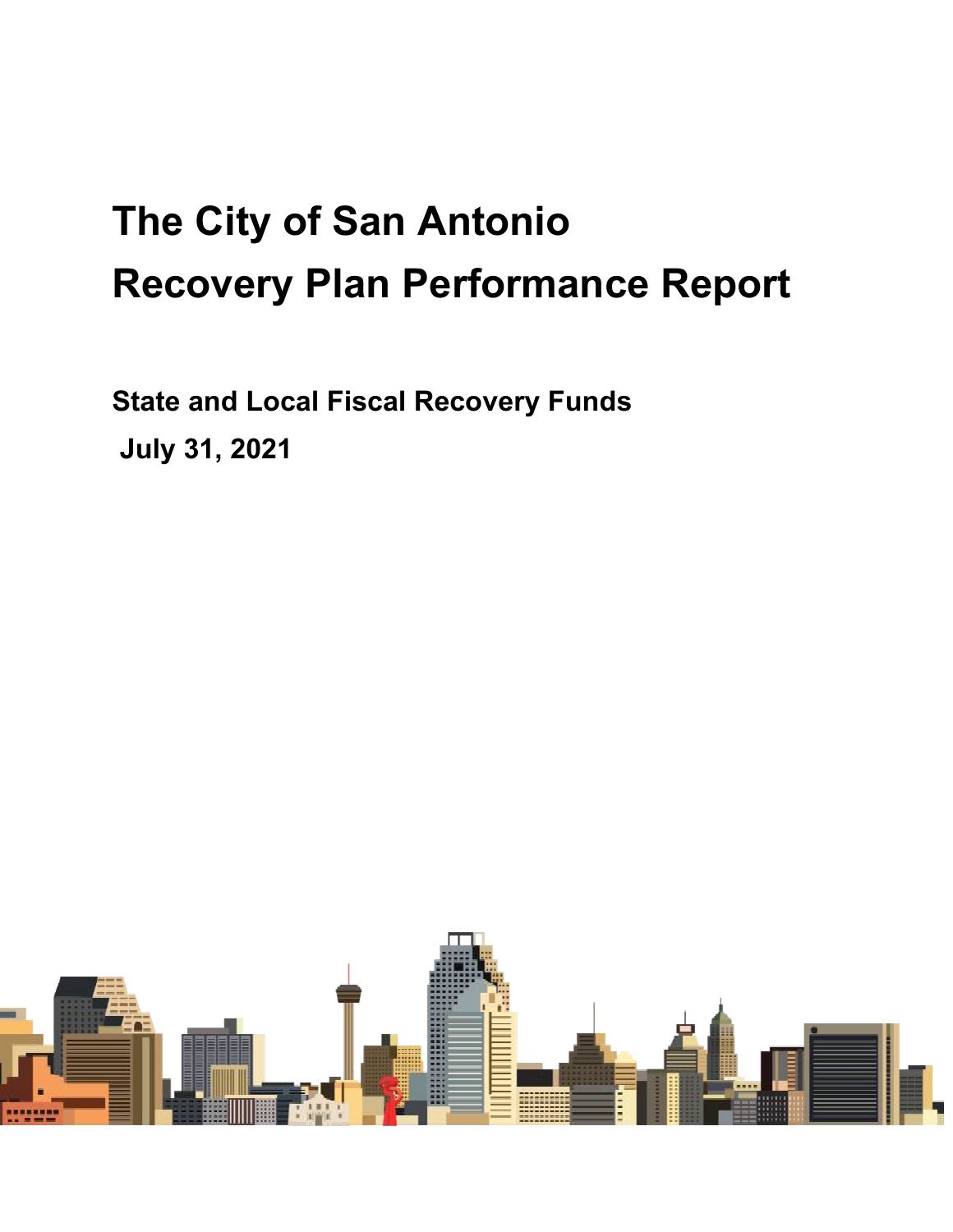# The City of San Antonio
# Recovery Plan Performance Report

**State and Local Fiscal Recovery Funds**

**July 31, 2021**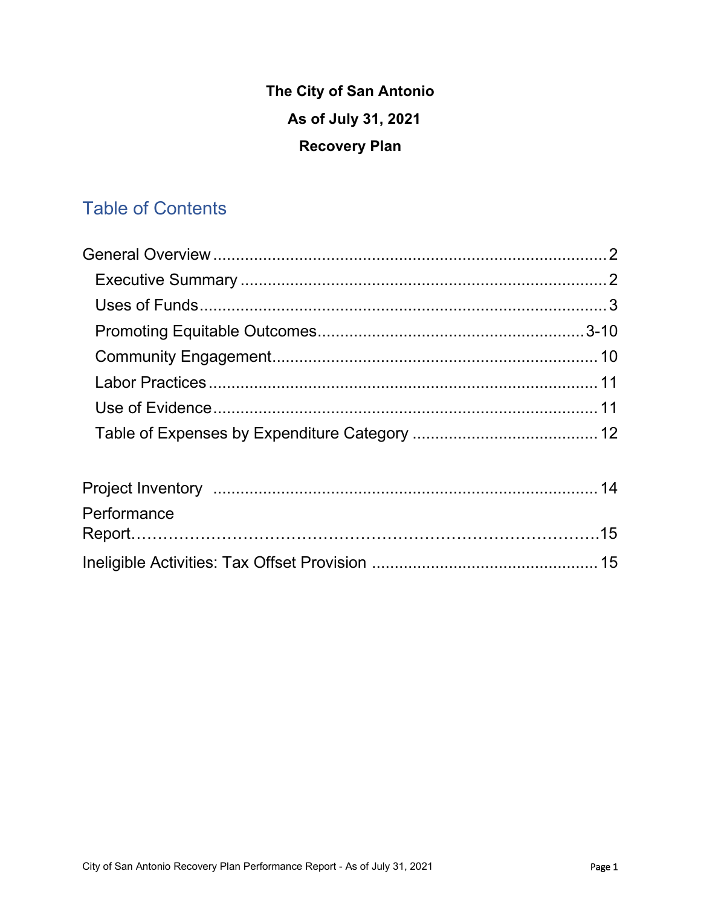**The City of San Antonio**

**As of July 31, 2021**

**Recovery Plan**

## Table of Contents

General Overview .......... 2

- Executive Summary .......... 2
- Uses of Funds .......... 3
- Promoting Equitable Outcomes .......... 3-10
- Community Engagement .......... 10
- Labor Practices .......... 11
- Use of Evidence .......... 11
- Table of Expenses by Expenditure Category .......... 12

Project Inventory .......... 14

Performance Report .......... 15

Ineligible Activities: Tax Offset Provision .......... 15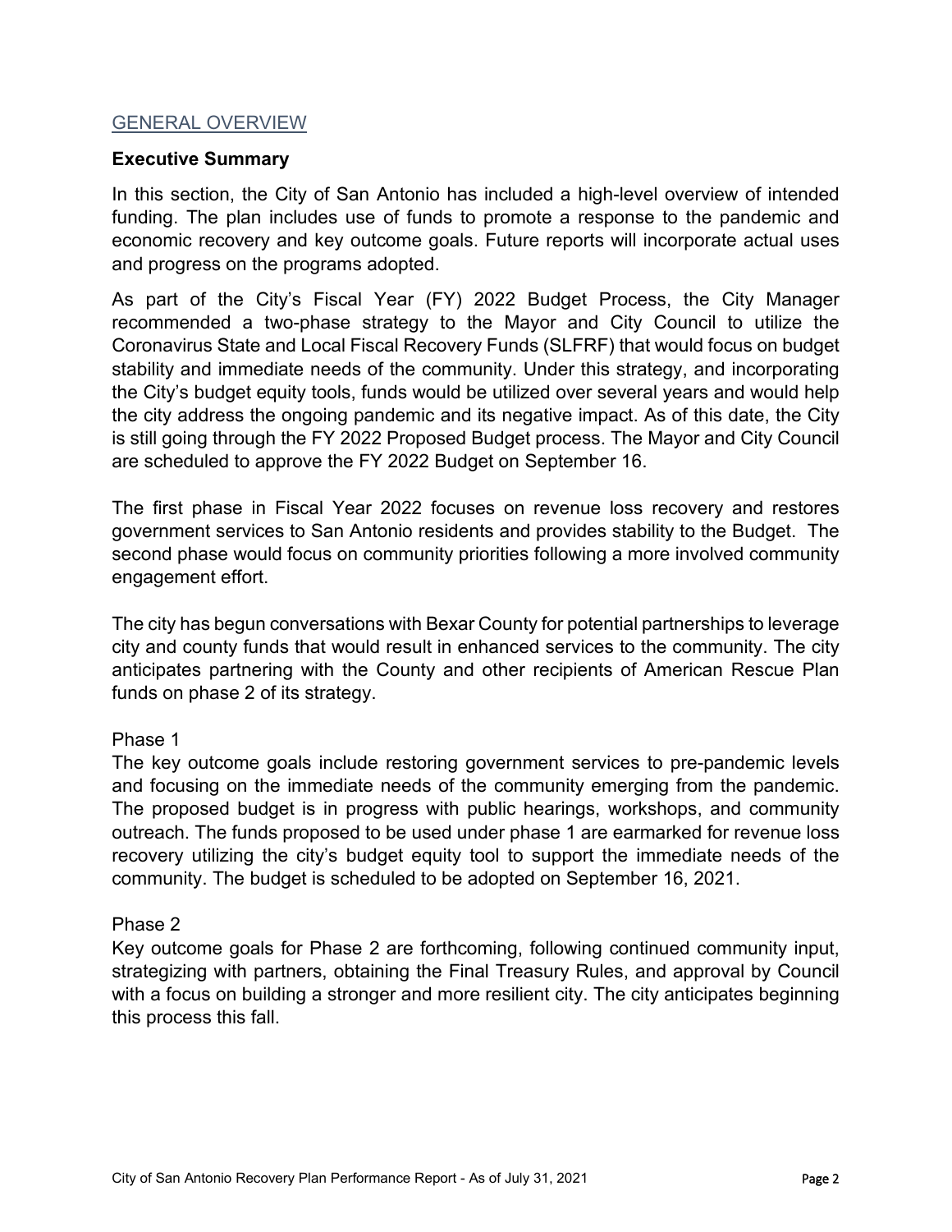## GENERAL OVERVIEW

### Executive Summary

In this section, the City of San Antonio has included a high-level overview of intended funding. The plan includes use of funds to promote a response to the pandemic and economic recovery and key outcome goals. Future reports will incorporate actual uses and progress on the programs adopted.

As part of the City's Fiscal Year (FY) 2022 Budget Process, the City Manager recommended a two-phase strategy to the Mayor and City Council to utilize the Coronavirus State and Local Fiscal Recovery Funds (SLFRF) that would focus on budget stability and immediate needs of the community. Under this strategy, and incorporating the City's budget equity tools, funds would be utilized over several years and would help the city address the ongoing pandemic and its negative impact. As of this date, the City is still going through the FY 2022 Proposed Budget process. The Mayor and City Council are scheduled to approve the FY 2022 Budget on September 16.

The first phase in Fiscal Year 2022 focuses on revenue loss recovery and restores government services to San Antonio residents and provides stability to the Budget. The second phase would focus on community priorities following a more involved community engagement effort.

The city has begun conversations with Bexar County for potential partnerships to leverage city and county funds that would result in enhanced services to the community. The city anticipates partnering with the County and other recipients of American Rescue Plan funds on phase 2 of its strategy.

Phase 1

The key outcome goals include restoring government services to pre-pandemic levels and focusing on the immediate needs of the community emerging from the pandemic. The proposed budget is in progress with public hearings, workshops, and community outreach. The funds proposed to be used under phase 1 are earmarked for revenue loss recovery utilizing the city's budget equity tool to support the immediate needs of the community. The budget is scheduled to be adopted on September 16, 2021.

Phase 2

Key outcome goals for Phase 2 are forthcoming, following continued community input, strategizing with partners, obtaining the Final Treasury Rules, and approval by Council with a focus on building a stronger and more resilient city. The city anticipates beginning this process this fall.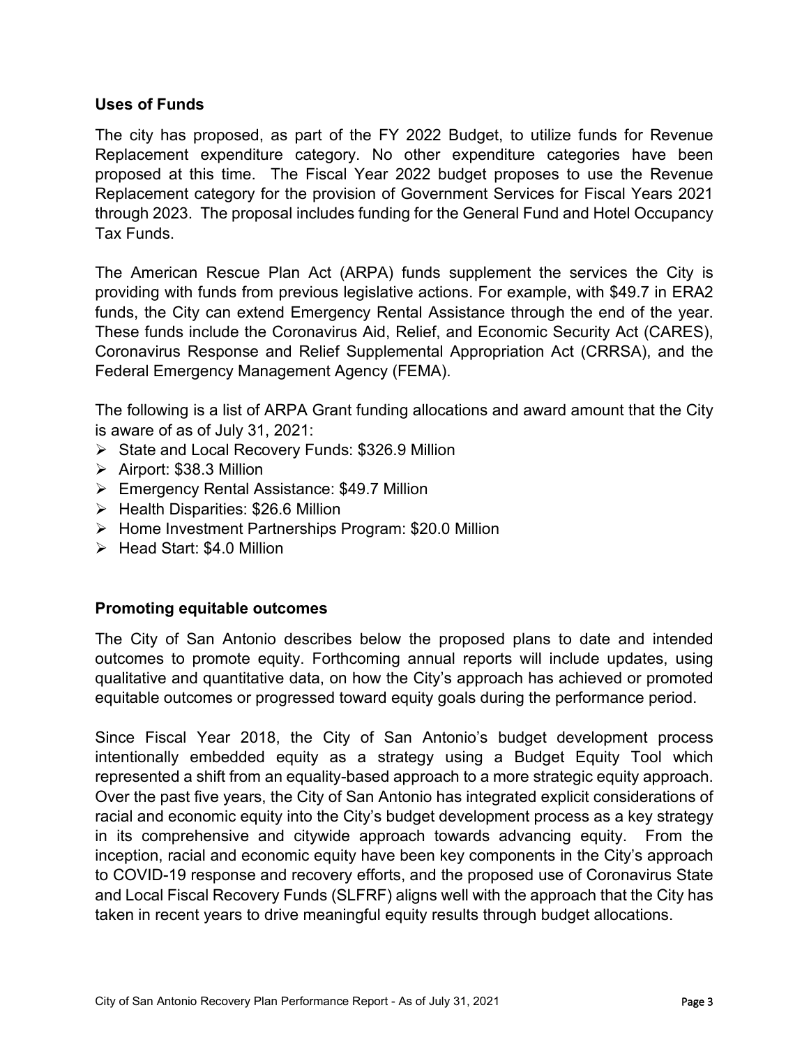## Uses of Funds

The city has proposed, as part of the FY 2022 Budget, to utilize funds for Revenue Replacement expenditure category. No other expenditure categories have been proposed at this time. The Fiscal Year 2022 budget proposes to use the Revenue Replacement category for the provision of Government Services for Fiscal Years 2021 through 2023. The proposal includes funding for the General Fund and Hotel Occupancy Tax Funds.

The American Rescue Plan Act (ARPA) funds supplement the services the City is providing with funds from previous legislative actions. For example, with $49.7 in ERA2 funds, the City can extend Emergency Rental Assistance through the end of the year. These funds include the Coronavirus Aid, Relief, and Economic Security Act (CARES), Coronavirus Response and Relief Supplemental Appropriation Act (CRRSA), and the Federal Emergency Management Agency (FEMA).

The following is a list of ARPA Grant funding allocations and award amount that the City is aware of as of July 31, 2021:

- State and Local Recovery Funds: $326.9 Million
- Airport: $38.3 Million
- Emergency Rental Assistance: $49.7 Million
- Health Disparities: $26.6 Million
- Home Investment Partnerships Program: $20.0 Million
- Head Start: $4.0 Million

## Promoting equitable outcomes

The City of San Antonio describes below the proposed plans to date and intended outcomes to promote equity. Forthcoming annual reports will include updates, using qualitative and quantitative data, on how the City's approach has achieved or promoted equitable outcomes or progressed toward equity goals during the performance period.

Since Fiscal Year 2018, the City of San Antonio's budget development process intentionally embedded equity as a strategy using a Budget Equity Tool which represented a shift from an equality-based approach to a more strategic equity approach. Over the past five years, the City of San Antonio has integrated explicit considerations of racial and economic equity into the City's budget development process as a key strategy in its comprehensive and citywide approach towards advancing equity. From the inception, racial and economic equity have been key components in the City's approach to COVID-19 response and recovery efforts, and the proposed use of Coronavirus State and Local Fiscal Recovery Funds (SLFRF) aligns well with the approach that the City has taken in recent years to drive meaningful equity results through budget allocations.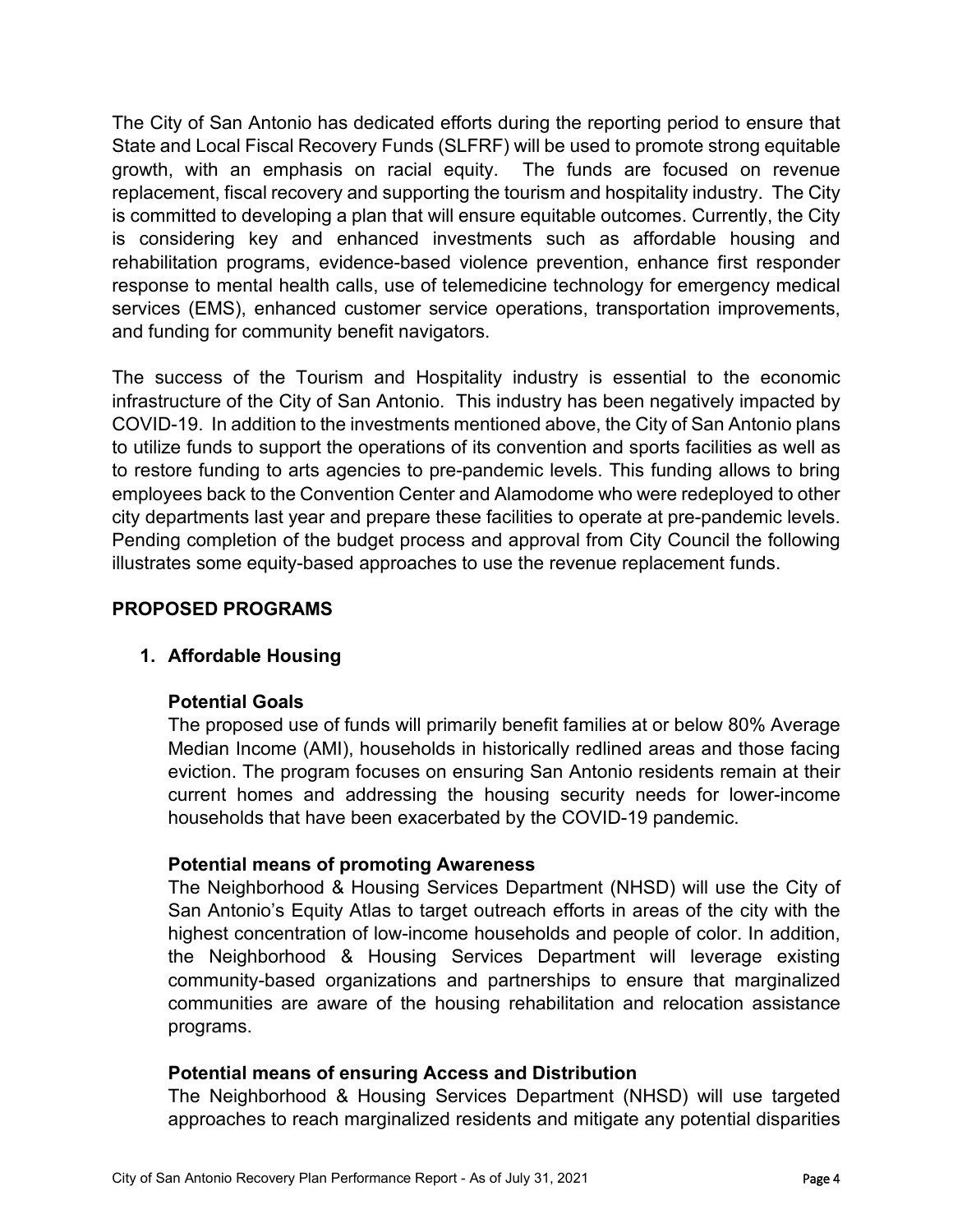The City of San Antonio has dedicated efforts during the reporting period to ensure that State and Local Fiscal Recovery Funds (SLFRF) will be used to promote strong equitable growth, with an emphasis on racial equity. The funds are focused on revenue replacement, fiscal recovery and supporting the tourism and hospitality industry. The City is committed to developing a plan that will ensure equitable outcomes. Currently, the City is considering key and enhanced investments such as affordable housing and rehabilitation programs, evidence-based violence prevention, enhance first responder response to mental health calls, use of telemedicine technology for emergency medical services (EMS), enhanced customer service operations, transportation improvements, and funding for community benefit navigators.

The success of the Tourism and Hospitality industry is essential to the economic infrastructure of the City of San Antonio. This industry has been negatively impacted by COVID-19. In addition to the investments mentioned above, the City of San Antonio plans to utilize funds to support the operations of its convention and sports facilities as well as to restore funding to arts agencies to pre-pandemic levels. This funding allows to bring employees back to the Convention Center and Alamodome who were redeployed to other city departments last year and prepare these facilities to operate at pre-pandemic levels. Pending completion of the budget process and approval from City Council the following illustrates some equity-based approaches to use the revenue replacement funds.

## PROPOSED PROGRAMS

### 1. Affordable Housing

**Potential Goals**

The proposed use of funds will primarily benefit families at or below 80% Average Median Income (AMI), households in historically redlined areas and those facing eviction. The program focuses on ensuring San Antonio residents remain at their current homes and addressing the housing security needs for lower-income households that have been exacerbated by the COVID-19 pandemic.

**Potential means of promoting Awareness**

The Neighborhood & Housing Services Department (NHSD) will use the City of San Antonio's Equity Atlas to target outreach efforts in areas of the city with the highest concentration of low-income households and people of color. In addition, the Neighborhood & Housing Services Department will leverage existing community-based organizations and partnerships to ensure that marginalized communities are aware of the housing rehabilitation and relocation assistance programs.

**Potential means of ensuring Access and Distribution**

The Neighborhood & Housing Services Department (NHSD) will use targeted approaches to reach marginalized residents and mitigate any potential disparities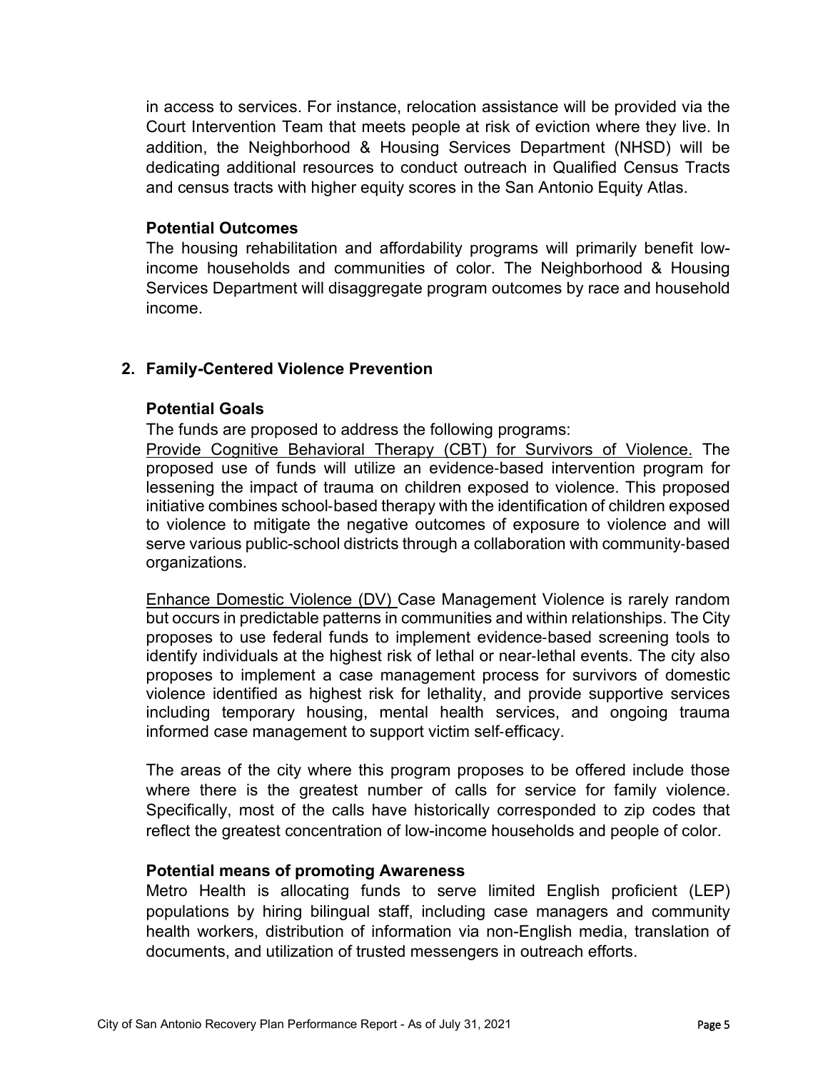in access to services. For instance, relocation assistance will be provided via the Court Intervention Team that meets people at risk of eviction where they live. In addition, the Neighborhood & Housing Services Department (NHSD) will be dedicating additional resources to conduct outreach in Qualified Census Tracts and census tracts with higher equity scores in the San Antonio Equity Atlas.

**Potential Outcomes**

The housing rehabilitation and affordability programs will primarily benefit low-income households and communities of color. The Neighborhood & Housing Services Department will disaggregate program outcomes by race and household income.

## 2. Family-Centered Violence Prevention

**Potential Goals**

The funds are proposed to address the following programs:

Provide Cognitive Behavioral Therapy (CBT) for Survivors of Violence. The proposed use of funds will utilize an evidence-based intervention program for lessening the impact of trauma on children exposed to violence. This proposed initiative combines school-based therapy with the identification of children exposed to violence to mitigate the negative outcomes of exposure to violence and will serve various public-school districts through a collaboration with community-based organizations.

Enhance Domestic Violence (DV) Case Management Violence is rarely random but occurs in predictable patterns in communities and within relationships. The City proposes to use federal funds to implement evidence-based screening tools to identify individuals at the highest risk of lethal or near-lethal events. The city also proposes to implement a case management process for survivors of domestic violence identified as highest risk for lethality, and provide supportive services including temporary housing, mental health services, and ongoing trauma informed case management to support victim self-efficacy.

The areas of the city where this program proposes to be offered include those where there is the greatest number of calls for service for family violence. Specifically, most of the calls have historically corresponded to zip codes that reflect the greatest concentration of low-income households and people of color.

**Potential means of promoting Awareness**

Metro Health is allocating funds to serve limited English proficient (LEP) populations by hiring bilingual staff, including case managers and community health workers, distribution of information via non-English media, translation of documents, and utilization of trusted messengers in outreach efforts.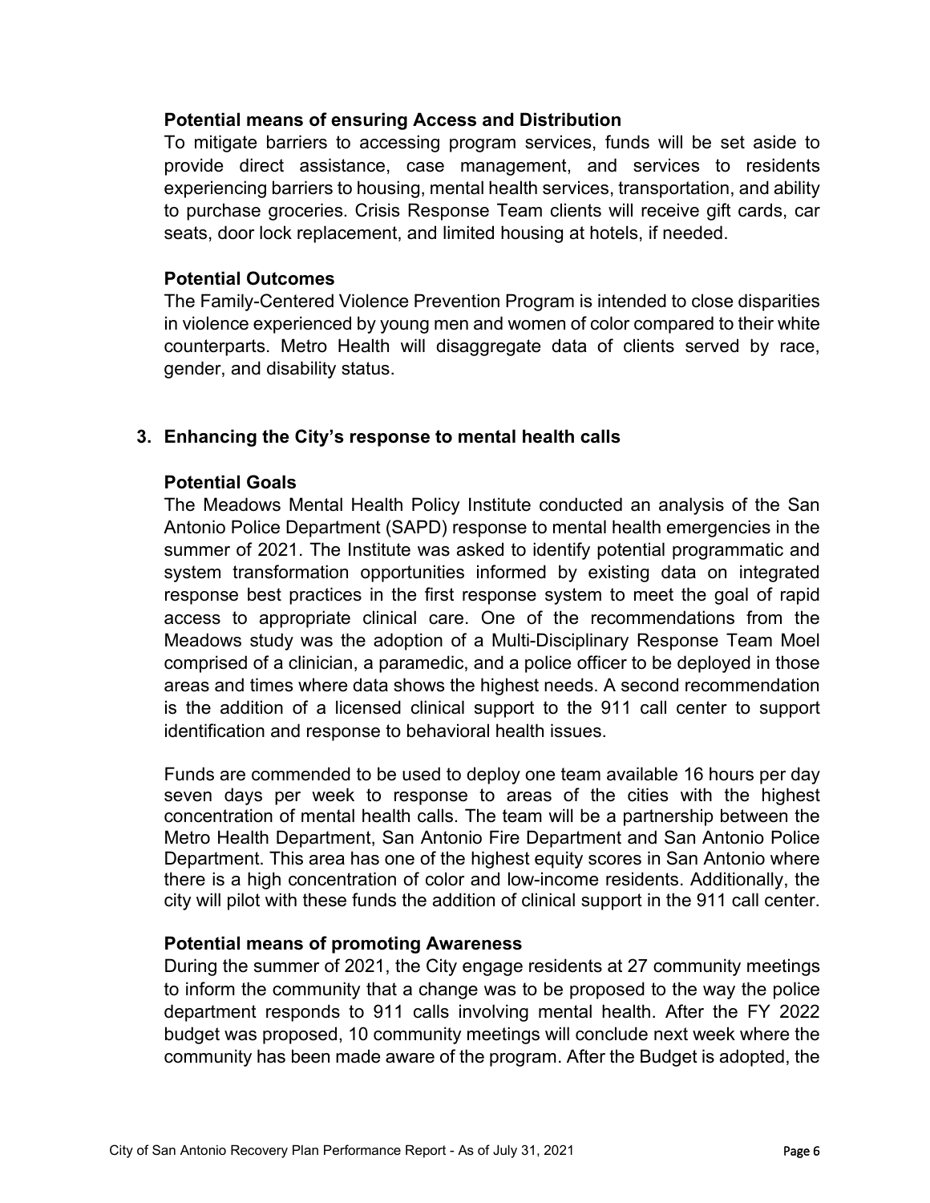**Potential means of ensuring Access and Distribution**

To mitigate barriers to accessing program services, funds will be set aside to provide direct assistance, case management, and services to residents experiencing barriers to housing, mental health services, transportation, and ability to purchase groceries. Crisis Response Team clients will receive gift cards, car seats, door lock replacement, and limited housing at hotels, if needed.

**Potential Outcomes**

The Family-Centered Violence Prevention Program is intended to close disparities in violence experienced by young men and women of color compared to their white counterparts. Metro Health will disaggregate data of clients served by race, gender, and disability status.

3. **Enhancing the City's response to mental health calls**

**Potential Goals**

The Meadows Mental Health Policy Institute conducted an analysis of the San Antonio Police Department (SAPD) response to mental health emergencies in the summer of 2021. The Institute was asked to identify potential programmatic and system transformation opportunities informed by existing data on integrated response best practices in the first response system to meet the goal of rapid access to appropriate clinical care. One of the recommendations from the Meadows study was the adoption of a Multi-Disciplinary Response Team Moel comprised of a clinician, a paramedic, and a police officer to be deployed in those areas and times where data shows the highest needs. A second recommendation is the addition of a licensed clinical support to the 911 call center to support identification and response to behavioral health issues.

Funds are commended to be used to deploy one team available 16 hours per day seven days per week to response to areas of the cities with the highest concentration of mental health calls. The team will be a partnership between the Metro Health Department, San Antonio Fire Department and San Antonio Police Department. This area has one of the highest equity scores in San Antonio where there is a high concentration of color and low-income residents. Additionally, the city will pilot with these funds the addition of clinical support in the 911 call center.

**Potential means of promoting Awareness**

During the summer of 2021, the City engage residents at 27 community meetings to inform the community that a change was to be proposed to the way the police department responds to 911 calls involving mental health. After the FY 2022 budget was proposed, 10 community meetings will conclude next week where the community has been made aware of the program. After the Budget is adopted, the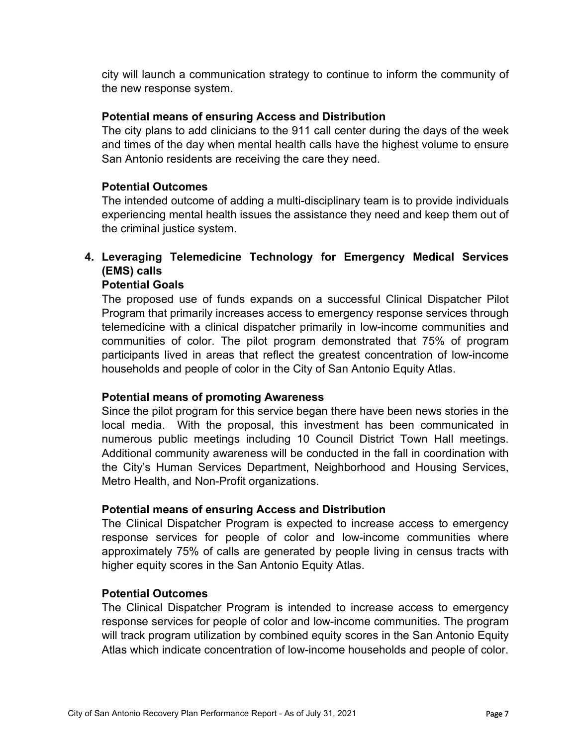city will launch a communication strategy to continue to inform the community of the new response system.

**Potential means of ensuring Access and Distribution**

The city plans to add clinicians to the 911 call center during the days of the week and times of the day when mental health calls have the highest volume to ensure San Antonio residents are receiving the care they need.

**Potential Outcomes**

The intended outcome of adding a multi-disciplinary team is to provide individuals experiencing mental health issues the assistance they need and keep them out of the criminal justice system.

4. **Leveraging Telemedicine Technology for Emergency Medical Services (EMS) calls**

**Potential Goals**

The proposed use of funds expands on a successful Clinical Dispatcher Pilot Program that primarily increases access to emergency response services through telemedicine with a clinical dispatcher primarily in low-income communities and communities of color. The pilot program demonstrated that 75% of program participants lived in areas that reflect the greatest concentration of low-income households and people of color in the City of San Antonio Equity Atlas.

**Potential means of promoting Awareness**

Since the pilot program for this service began there have been news stories in the local media. With the proposal, this investment has been communicated in numerous public meetings including 10 Council District Town Hall meetings. Additional community awareness will be conducted in the fall in coordination with the City's Human Services Department, Neighborhood and Housing Services, Metro Health, and Non-Profit organizations.

**Potential means of ensuring Access and Distribution**

The Clinical Dispatcher Program is expected to increase access to emergency response services for people of color and low-income communities where approximately 75% of calls are generated by people living in census tracts with higher equity scores in the San Antonio Equity Atlas.

**Potential Outcomes**

The Clinical Dispatcher Program is intended to increase access to emergency response services for people of color and low-income communities. The program will track program utilization by combined equity scores in the San Antonio Equity Atlas which indicate concentration of low-income households and people of color.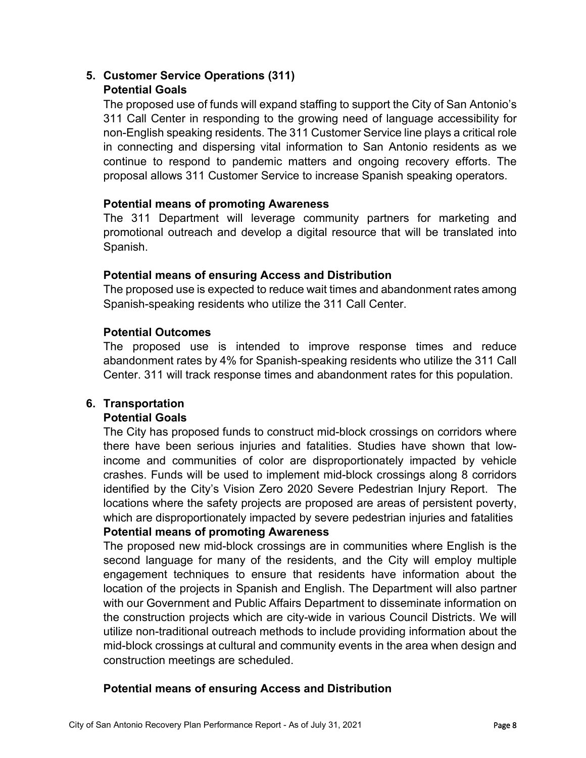## 5. Customer Service Operations (311)

### Potential Goals

The proposed use of funds will expand staffing to support the City of San Antonio's 311 Call Center in responding to the growing need of language accessibility for non-English speaking residents. The 311 Customer Service line plays a critical role in connecting and dispersing vital information to San Antonio residents as we continue to respond to pandemic matters and ongoing recovery efforts. The proposal allows 311 Customer Service to increase Spanish speaking operators.

### Potential means of promoting Awareness

The 311 Department will leverage community partners for marketing and promotional outreach and develop a digital resource that will be translated into Spanish.

### Potential means of ensuring Access and Distribution

The proposed use is expected to reduce wait times and abandonment rates among Spanish-speaking residents who utilize the 311 Call Center.

### Potential Outcomes

The proposed use is intended to improve response times and reduce abandonment rates by 4% for Spanish-speaking residents who utilize the 311 Call Center. 311 will track response times and abandonment rates for this population.

## 6. Transportation

### Potential Goals

The City has proposed funds to construct mid-block crossings on corridors where there have been serious injuries and fatalities. Studies have shown that low-income and communities of color are disproportionately impacted by vehicle crashes. Funds will be used to implement mid-block crossings along 8 corridors identified by the City's Vision Zero 2020 Severe Pedestrian Injury Report. The locations where the safety projects are proposed are areas of persistent poverty, which are disproportionately impacted by severe pedestrian injuries and fatalities

### Potential means of promoting Awareness

The proposed new mid-block crossings are in communities where English is the second language for many of the residents, and the City will employ multiple engagement techniques to ensure that residents have information about the location of the projects in Spanish and English. The Department will also partner with our Government and Public Affairs Department to disseminate information on the construction projects which are city-wide in various Council Districts. We will utilize non-traditional outreach methods to include providing information about the mid-block crossings at cultural and community events in the area when design and construction meetings are scheduled.

### Potential means of ensuring Access and Distribution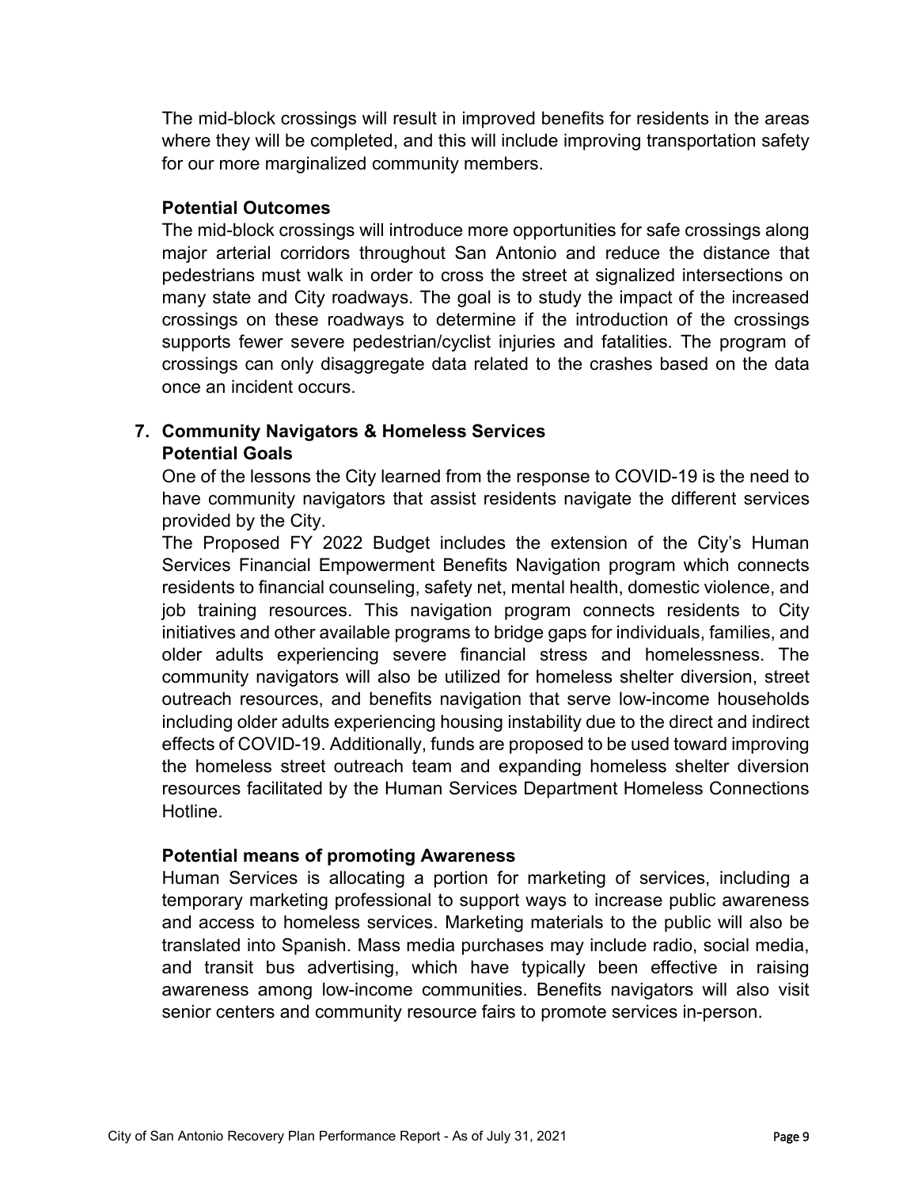The mid-block crossings will result in improved benefits for residents in the areas where they will be completed, and this will include improving transportation safety for our more marginalized community members.

**Potential Outcomes**

The mid-block crossings will introduce more opportunities for safe crossings along major arterial corridors throughout San Antonio and reduce the distance that pedestrians must walk in order to cross the street at signalized intersections on many state and City roadways. The goal is to study the impact of the increased crossings on these roadways to determine if the introduction of the crossings supports fewer severe pedestrian/cyclist injuries and fatalities. The program of crossings can only disaggregate data related to the crashes based on the data once an incident occurs.

7. **Community Navigators & Homeless Services**

**Potential Goals**

One of the lessons the City learned from the response to COVID-19 is the need to have community navigators that assist residents navigate the different services provided by the City.

The Proposed FY 2022 Budget includes the extension of the City's Human Services Financial Empowerment Benefits Navigation program which connects residents to financial counseling, safety net, mental health, domestic violence, and job training resources. This navigation program connects residents to City initiatives and other available programs to bridge gaps for individuals, families, and older adults experiencing severe financial stress and homelessness. The community navigators will also be utilized for homeless shelter diversion, street outreach resources, and benefits navigation that serve low-income households including older adults experiencing housing instability due to the direct and indirect effects of COVID-19. Additionally, funds are proposed to be used toward improving the homeless street outreach team and expanding homeless shelter diversion resources facilitated by the Human Services Department Homeless Connections Hotline.

**Potential means of promoting Awareness**

Human Services is allocating a portion for marketing of services, including a temporary marketing professional to support ways to increase public awareness and access to homeless services. Marketing materials to the public will also be translated into Spanish. Mass media purchases may include radio, social media, and transit bus advertising, which have typically been effective in raising awareness among low-income communities. Benefits navigators will also visit senior centers and community resource fairs to promote services in-person.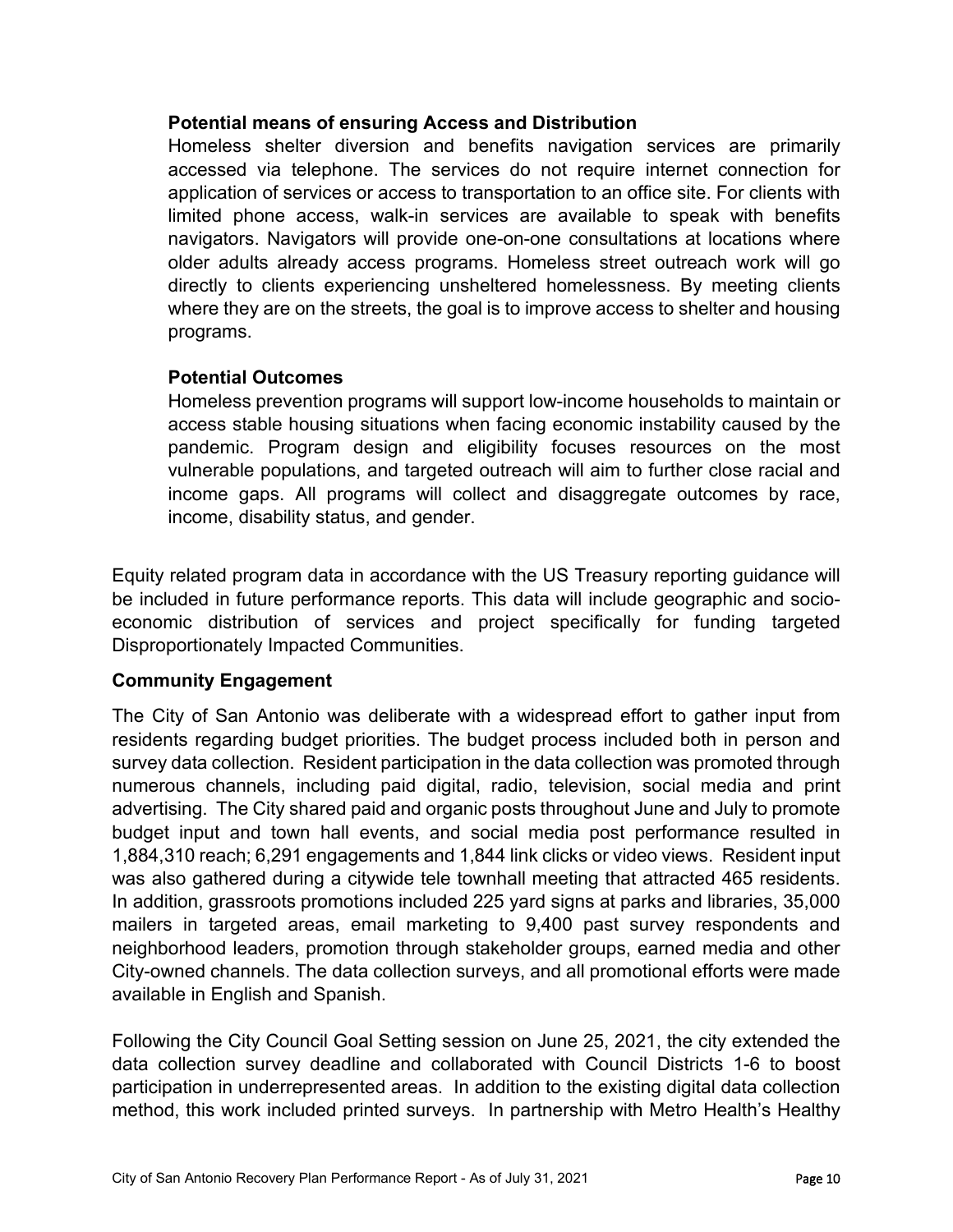**Potential means of ensuring Access and Distribution**

Homeless shelter diversion and benefits navigation services are primarily accessed via telephone. The services do not require internet connection for application of services or access to transportation to an office site. For clients with limited phone access, walk-in services are available to speak with benefits navigators. Navigators will provide one-on-one consultations at locations where older adults already access programs. Homeless street outreach work will go directly to clients experiencing unsheltered homelessness. By meeting clients where they are on the streets, the goal is to improve access to shelter and housing programs.

**Potential Outcomes**

Homeless prevention programs will support low-income households to maintain or access stable housing situations when facing economic instability caused by the pandemic. Program design and eligibility focuses resources on the most vulnerable populations, and targeted outreach will aim to further close racial and income gaps. All programs will collect and disaggregate outcomes by race, income, disability status, and gender.

Equity related program data in accordance with the US Treasury reporting guidance will be included in future performance reports. This data will include geographic and socio-economic distribution of services and project specifically for funding targeted Disproportionately Impacted Communities.

## Community Engagement

The City of San Antonio was deliberate with a widespread effort to gather input from residents regarding budget priorities. The budget process included both in person and survey data collection. Resident participation in the data collection was promoted through numerous channels, including paid digital, radio, television, social media and print advertising. The City shared paid and organic posts throughout June and July to promote budget input and town hall events, and social media post performance resulted in 1,884,310 reach; 6,291 engagements and 1,844 link clicks or video views. Resident input was also gathered during a citywide tele townhall meeting that attracted 465 residents. In addition, grassroots promotions included 225 yard signs at parks and libraries, 35,000 mailers in targeted areas, email marketing to 9,400 past survey respondents and neighborhood leaders, promotion through stakeholder groups, earned media and other City-owned channels. The data collection surveys, and all promotional efforts were made available in English and Spanish.

Following the City Council Goal Setting session on June 25, 2021, the city extended the data collection survey deadline and collaborated with Council Districts 1-6 to boost participation in underrepresented areas. In addition to the existing digital data collection method, this work included printed surveys. In partnership with Metro Health's Healthy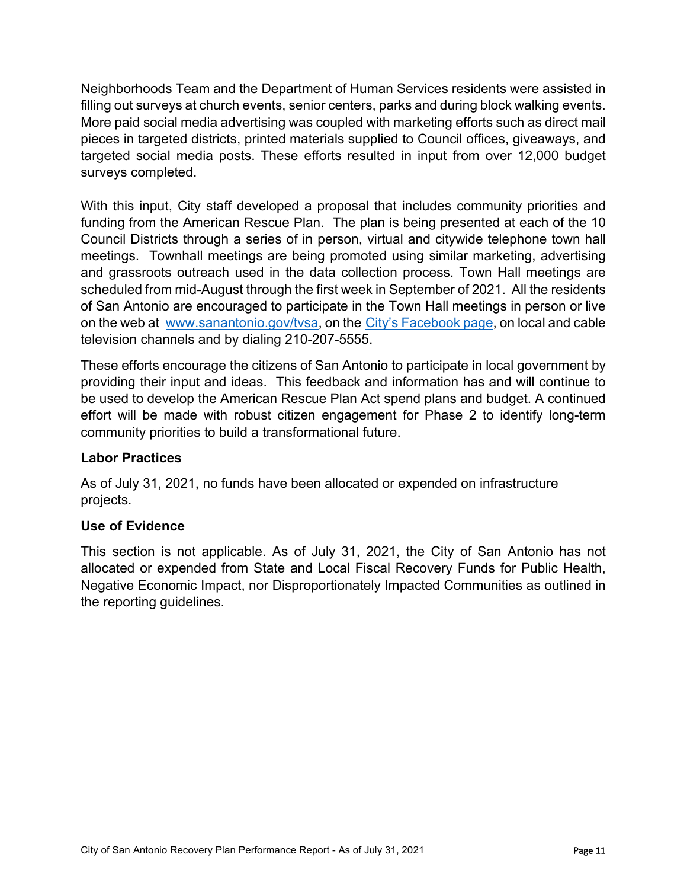Neighborhoods Team and the Department of Human Services residents were assisted in filling out surveys at church events, senior centers, parks and during block walking events. More paid social media advertising was coupled with marketing efforts such as direct mail pieces in targeted districts, printed materials supplied to Council offices, giveaways, and targeted social media posts. These efforts resulted in input from over 12,000 budget surveys completed.

With this input, City staff developed a proposal that includes community priorities and funding from the American Rescue Plan. The plan is being presented at each of the 10 Council Districts through a series of in person, virtual and citywide telephone town hall meetings. Townhall meetings are being promoted using similar marketing, advertising and grassroots outreach used in the data collection process. Town Hall meetings are scheduled from mid-August through the first week in September of 2021. All the residents of San Antonio are encouraged to participate in the Town Hall meetings in person or live on the web at [www.sanantonio.gov/tvsa](www.sanantonio.gov/tvsa), on the City's Facebook page, on local and cable television channels and by dialing 210-207-5555.

These efforts encourage the citizens of San Antonio to participate in local government by providing their input and ideas. This feedback and information has and will continue to be used to develop the American Rescue Plan Act spend plans and budget. A continued effort will be made with robust citizen engagement for Phase 2 to identify long-term community priorities to build a transformational future.

### Labor Practices

As of July 31, 2021, no funds have been allocated or expended on infrastructure projects.

### Use of Evidence

This section is not applicable. As of July 31, 2021, the City of San Antonio has not allocated or expended from State and Local Fiscal Recovery Funds for Public Health, Negative Economic Impact, nor Disproportionately Impacted Communities as outlined in the reporting guidelines.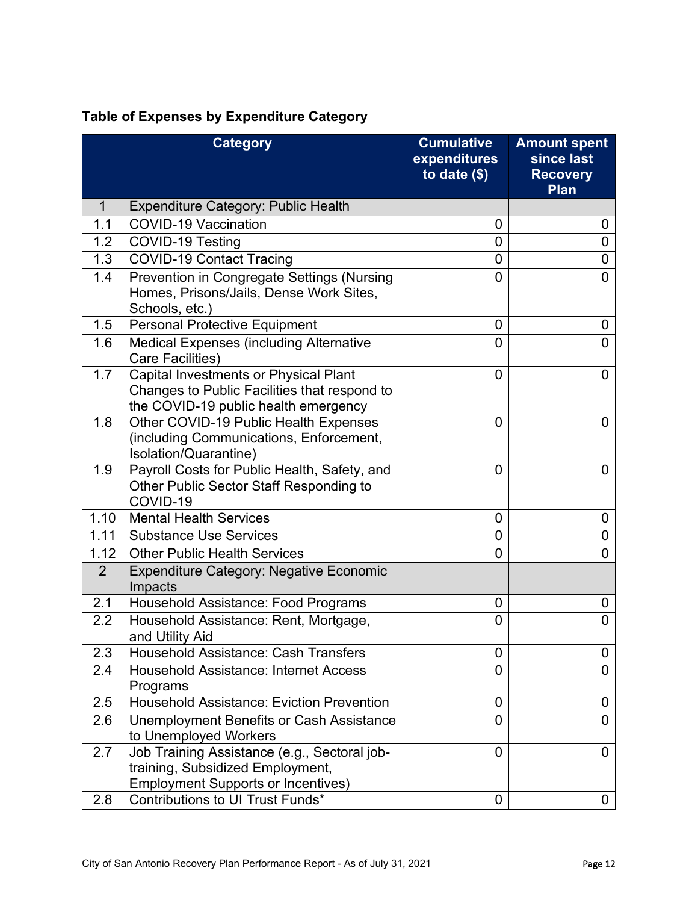**Table of Expenses by Expenditure Category**

| | Category | Cumulative expenditures to date ($) | Amount spent since last Recovery Plan |
|---|---|---|---|
| 1 | Expenditure Category: Public Health | | |
| 1.1 | COVID-19 Vaccination | 0 | 0 |
| 1.2 | COVID-19 Testing | 0 | 0 |
| 1.3 | COVID-19 Contact Tracing | 0 | 0 |
| 1.4 | Prevention in Congregate Settings (Nursing Homes, Prisons/Jails, Dense Work Sites, Schools, etc.) | 0 | 0 |
| 1.5 | Personal Protective Equipment | 0 | 0 |
| 1.6 | Medical Expenses (including Alternative Care Facilities) | 0 | 0 |
| 1.7 | Capital Investments or Physical Plant Changes to Public Facilities that respond to the COVID-19 public health emergency | 0 | 0 |
| 1.8 | Other COVID-19 Public Health Expenses (including Communications, Enforcement, Isolation/Quarantine) | 0 | 0 |
| 1.9 | Payroll Costs for Public Health, Safety, and Other Public Sector Staff Responding to COVID-19 | 0 | 0 |
| 1.10 | Mental Health Services | 0 | 0 |
| 1.11 | Substance Use Services | 0 | 0 |
| 1.12 | Other Public Health Services | 0 | 0 |
| 2 | Expenditure Category: Negative Economic Impacts | | |
| 2.1 | Household Assistance: Food Programs | 0 | 0 |
| 2.2 | Household Assistance: Rent, Mortgage, and Utility Aid | 0 | 0 |
| 2.3 | Household Assistance: Cash Transfers | 0 | 0 |
| 2.4 | Household Assistance: Internet Access Programs | 0 | 0 |
| 2.5 | Household Assistance: Eviction Prevention | 0 | 0 |
| 2.6 | Unemployment Benefits or Cash Assistance to Unemployed Workers | 0 | 0 |
| 2.7 | Job Training Assistance (e.g., Sectoral job-training, Subsidized Employment, Employment Supports or Incentives) | 0 | 0 |
| 2.8 | Contributions to UI Trust Funds* | 0 | 0 |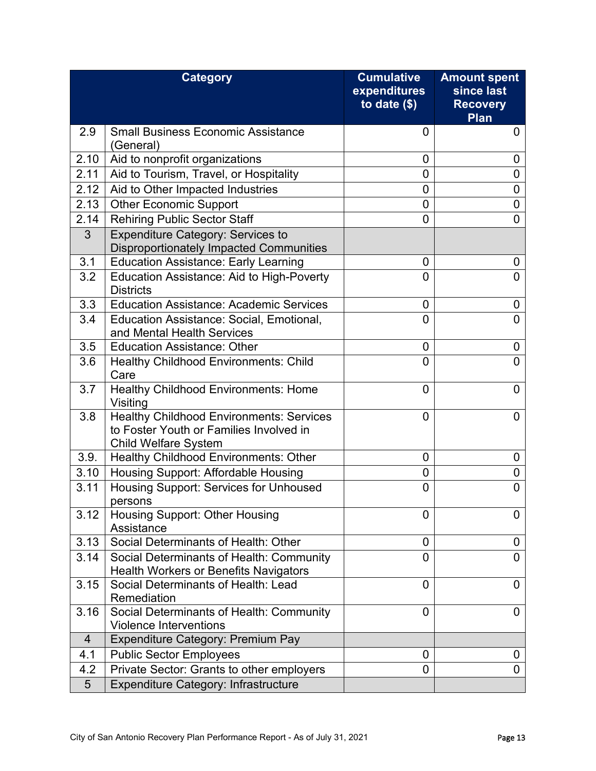| | Category | Cumulative expenditures to date ($) | Amount spent since last Recovery Plan |
|---|---|---|---|
| 2.9 | Small Business Economic Assistance (General) | 0 | 0 |
| 2.10 | Aid to nonprofit organizations | 0 | 0 |
| 2.11 | Aid to Tourism, Travel, or Hospitality | 0 | 0 |
| 2.12 | Aid to Other Impacted Industries | 0 | 0 |
| 2.13 | Other Economic Support | 0 | 0 |
| 2.14 | Rehiring Public Sector Staff | 0 | 0 |
| 3 | Expenditure Category: Services to Disproportionately Impacted Communities | | |
| 3.1 | Education Assistance: Early Learning | 0 | 0 |
| 3.2 | Education Assistance: Aid to High-Poverty Districts | 0 | 0 |
| 3.3 | Education Assistance: Academic Services | 0 | 0 |
| 3.4 | Education Assistance: Social, Emotional, and Mental Health Services | 0 | 0 |
| 3.5 | Education Assistance: Other | 0 | 0 |
| 3.6 | Healthy Childhood Environments: Child Care | 0 | 0 |
| 3.7 | Healthy Childhood Environments: Home Visiting | 0 | 0 |
| 3.8 | Healthy Childhood Environments: Services to Foster Youth or Families Involved in Child Welfare System | 0 | 0 |
| 3.9. | Healthy Childhood Environments: Other | 0 | 0 |
| 3.10 | Housing Support: Affordable Housing | 0 | 0 |
| 3.11 | Housing Support: Services for Unhoused persons | 0 | 0 |
| 3.12 | Housing Support: Other Housing Assistance | 0 | 0 |
| 3.13 | Social Determinants of Health: Other | 0 | 0 |
| 3.14 | Social Determinants of Health: Community Health Workers or Benefits Navigators | 0 | 0 |
| 3.15 | Social Determinants of Health: Lead Remediation | 0 | 0 |
| 3.16 | Social Determinants of Health: Community Violence Interventions | 0 | 0 |
| 4 | Expenditure Category: Premium Pay | | |
| 4.1 | Public Sector Employees | 0 | 0 |
| 4.2 | Private Sector: Grants to other employers | 0 | 0 |
| 5 | Expenditure Category: Infrastructure | | |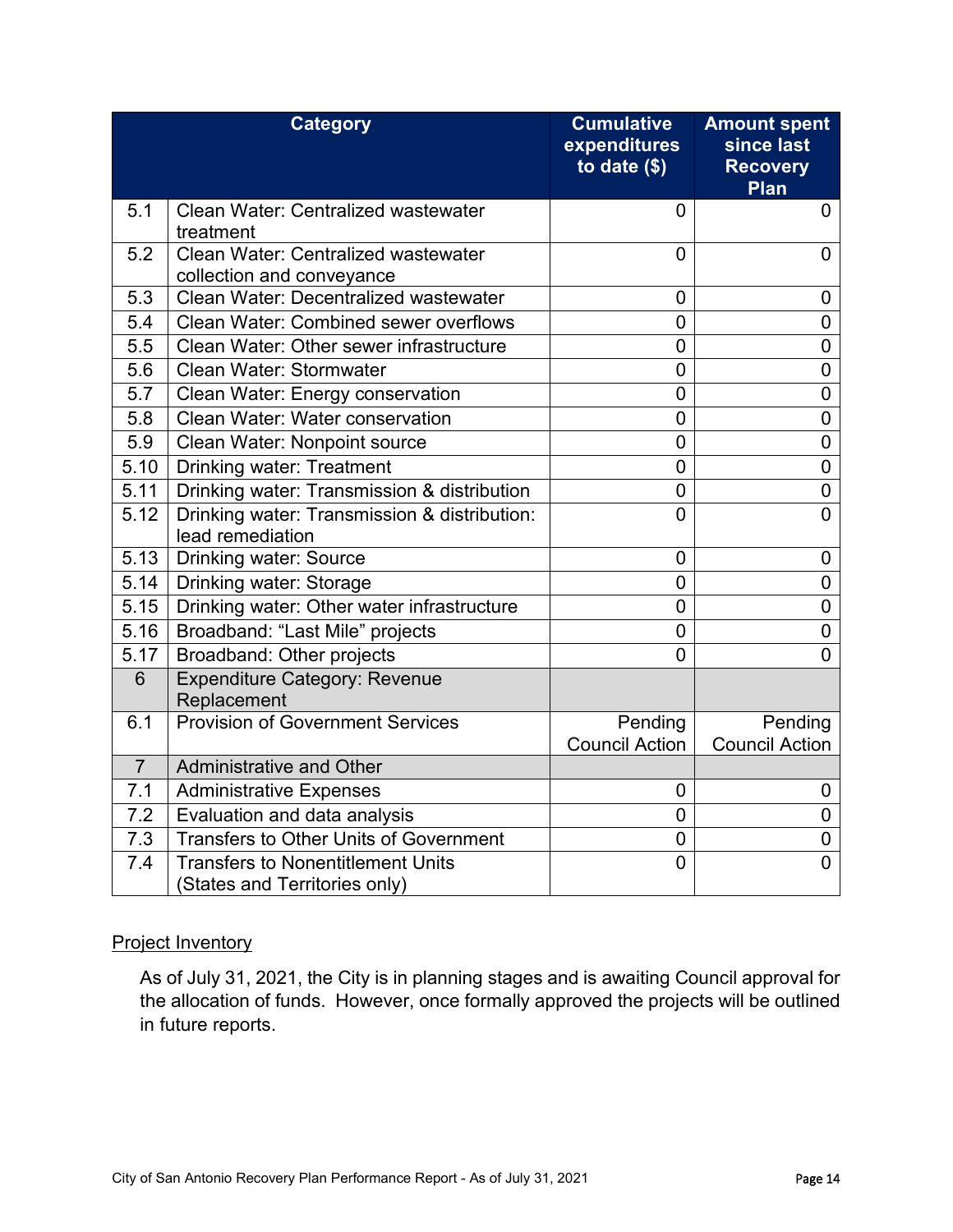| | Category | Cumulative expenditures to date ($) | Amount spent since last Recovery Plan |
|---|---|---|---|
| 5.1 | Clean Water: Centralized wastewater treatment | 0 | 0 |
| 5.2 | Clean Water: Centralized wastewater collection and conveyance | 0 | 0 |
| 5.3 | Clean Water: Decentralized wastewater | 0 | 0 |
| 5.4 | Clean Water: Combined sewer overflows | 0 | 0 |
| 5.5 | Clean Water: Other sewer infrastructure | 0 | 0 |
| 5.6 | Clean Water: Stormwater | 0 | 0 |
| 5.7 | Clean Water: Energy conservation | 0 | 0 |
| 5.8 | Clean Water: Water conservation | 0 | 0 |
| 5.9 | Clean Water: Nonpoint source | 0 | 0 |
| 5.10 | Drinking water: Treatment | 0 | 0 |
| 5.11 | Drinking water: Transmission & distribution | 0 | 0 |
| 5.12 | Drinking water: Transmission & distribution: lead remediation | 0 | 0 |
| 5.13 | Drinking water: Source | 0 | 0 |
| 5.14 | Drinking water: Storage | 0 | 0 |
| 5.15 | Drinking water: Other water infrastructure | 0 | 0 |
| 5.16 | Broadband: "Last Mile" projects | 0 | 0 |
| 5.17 | Broadband: Other projects | 0 | 0 |
| 6 | Expenditure Category: Revenue Replacement | | |
| 6.1 | Provision of Government Services | Pending Council Action | Pending Council Action |
| 7 | Administrative and Other | | |
| 7.1 | Administrative Expenses | 0 | 0 |
| 7.2 | Evaluation and data analysis | 0 | 0 |
| 7.3 | Transfers to Other Units of Government | 0 | 0 |
| 7.4 | Transfers to Nonentitlement Units (States and Territories only) | 0 | 0 |

Project Inventory

As of July 31, 2021, the City is in planning stages and is awaiting Council approval for the allocation of funds. However, once formally approved the projects will be outlined in future reports.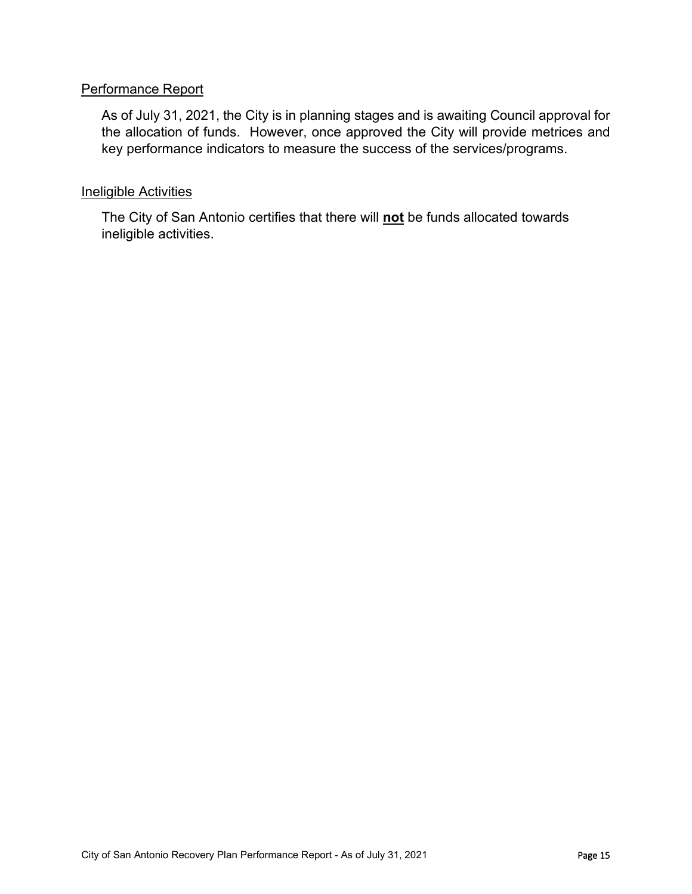## Performance Report

As of July 31, 2021, the City is in planning stages and is awaiting Council approval for the allocation of funds. However, once approved the City will provide metrices and key performance indicators to measure the success of the services/programs.

## Ineligible Activities

The City of San Antonio certifies that there will **not** be funds allocated towards ineligible activities.